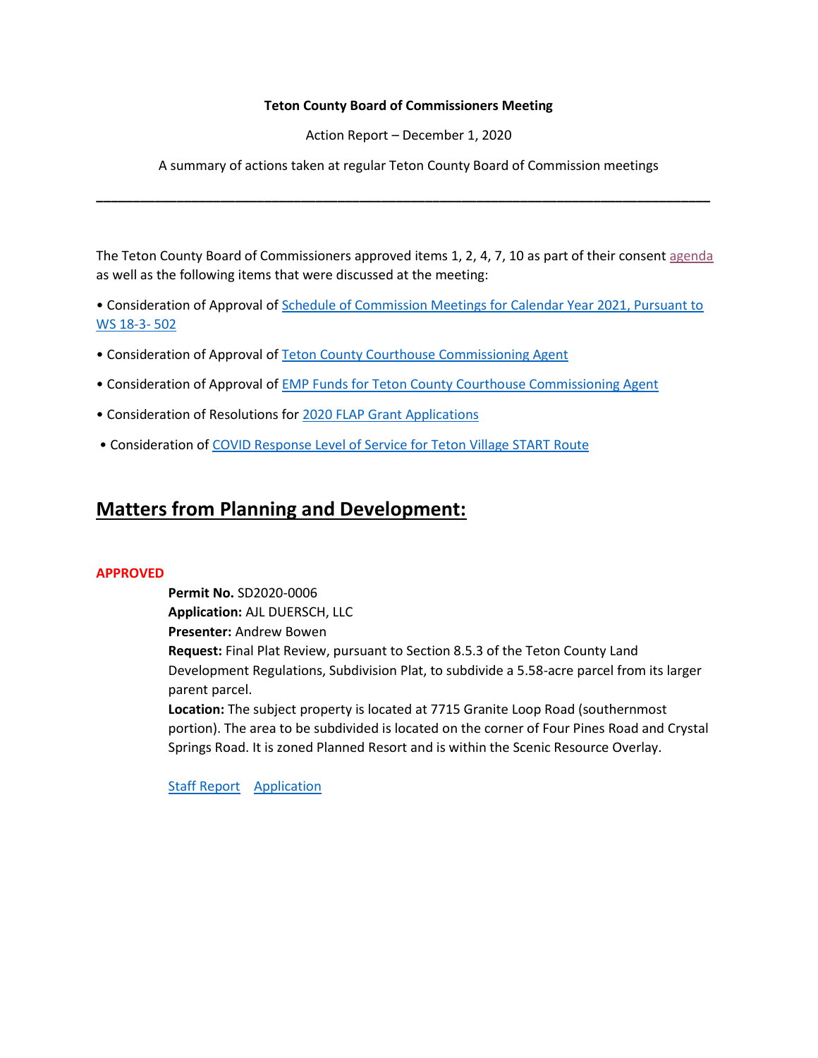**Teton County Board of Commissioners Meeting**

Action Report – December 1, 2020

A summary of actions taken at regular Teton County Board of Commission meetings

---

The Teton County Board of Commissioners approved items 1, 2, 4, 7, 10 as part of their consent agenda as well as the following items that were discussed at the meeting:

- Consideration of Approval of Schedule of Commission Meetings for Calendar Year 2021, Pursuant to WS 18-3- 502
- Consideration of Approval of Teton County Courthouse Commissioning Agent
- Consideration of Approval of EMP Funds for Teton County Courthouse Commissioning Agent
- Consideration of Resolutions for 2020 FLAP Grant Applications
- Consideration of COVID Response Level of Service for Teton Village START Route

## Matters from Planning and Development:

**APPROVED**

**Permit No.** SD2020-0006
**Application:** AJL DUERSCH, LLC
**Presenter:** Andrew Bowen
**Request:** Final Plat Review, pursuant to Section 8.5.3 of the Teton County Land Development Regulations, Subdivision Plat, to subdivide a 5.58-acre parcel from its larger parent parcel.
**Location:** The subject property is located at 7715 Granite Loop Road (southernmost portion). The area to be subdivided is located on the corner of Four Pines Road and Crystal Springs Road. It is zoned Planned Resort and is within the Scenic Resource Overlay.

Staff Report    Application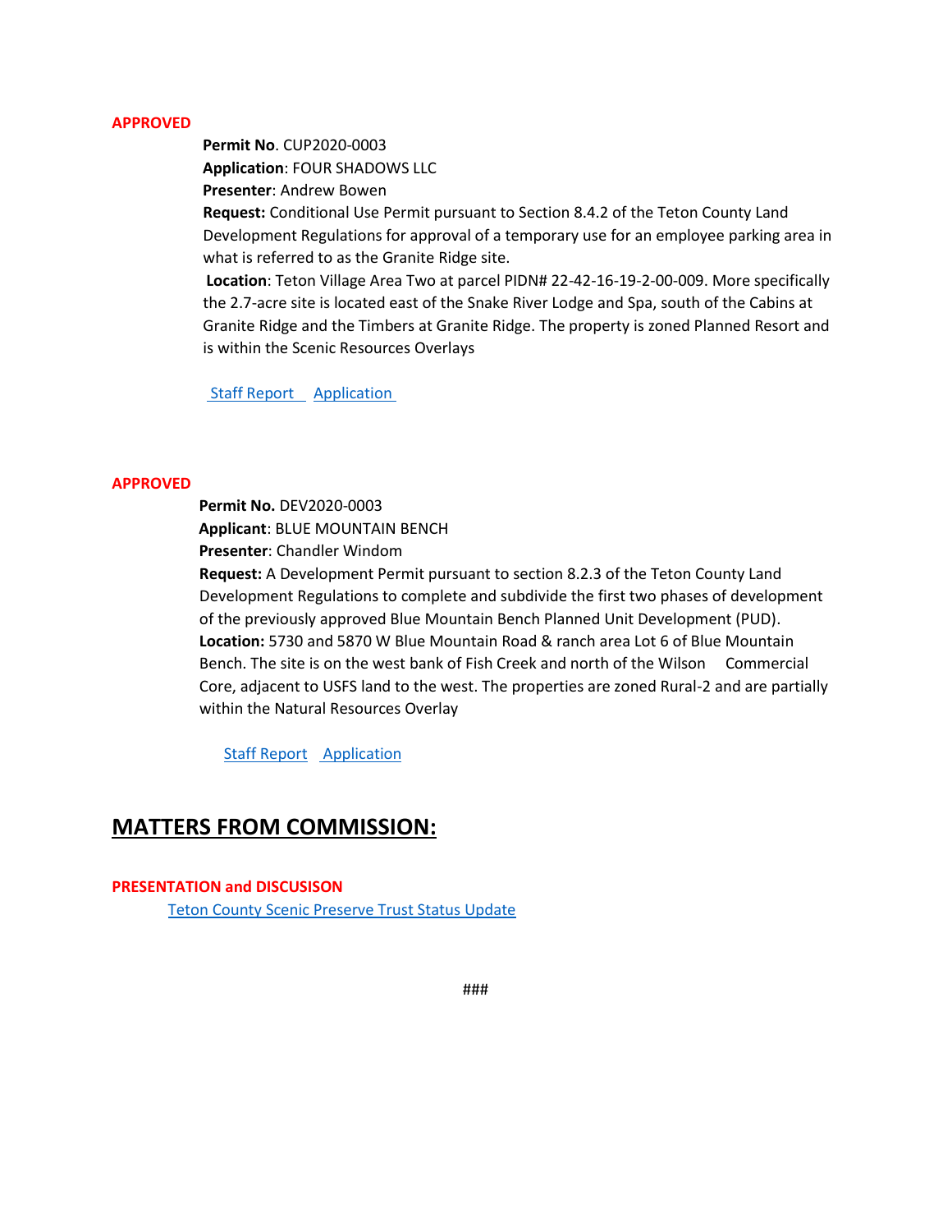**APPROVED**

**Permit No**. CUP2020-0003
**Application**: FOUR SHADOWS LLC
**Presenter**: Andrew Bowen
**Request:** Conditional Use Permit pursuant to Section 8.4.2 of the Teton County Land Development Regulations for approval of a temporary use for an employee parking area in what is referred to as the Granite Ridge site.
**Location**: Teton Village Area Two at parcel PIDN# 22-42-16-19-2-00-009. More specifically the 2.7-acre site is located east of the Snake River Lodge and Spa, south of the Cabins at Granite Ridge and the Timbers at Granite Ridge. The property is zoned Planned Resort and is within the Scenic Resources Overlays

Staff Report Application

**APPROVED**

**Permit No.** DEV2020-0003
**Applicant**: BLUE MOUNTAIN BENCH
**Presenter**: Chandler Windom
**Request:** A Development Permit pursuant to section 8.2.3 of the Teton County Land Development Regulations to complete and subdivide the first two phases of development of the previously approved Blue Mountain Bench Planned Unit Development (PUD).
**Location:** 5730 and 5870 W Blue Mountain Road & ranch area Lot 6 of Blue Mountain Bench. The site is on the west bank of Fish Creek and north of the Wilson Commercial Core, adjacent to USFS land to the west. The properties are zoned Rural-2 and are partially within the Natural Resources Overlay

Staff Report Application

## MATTERS FROM COMMISSION:

**PRESENTATION and DISCUSISON**

Teton County Scenic Preserve Trust Status Update

###